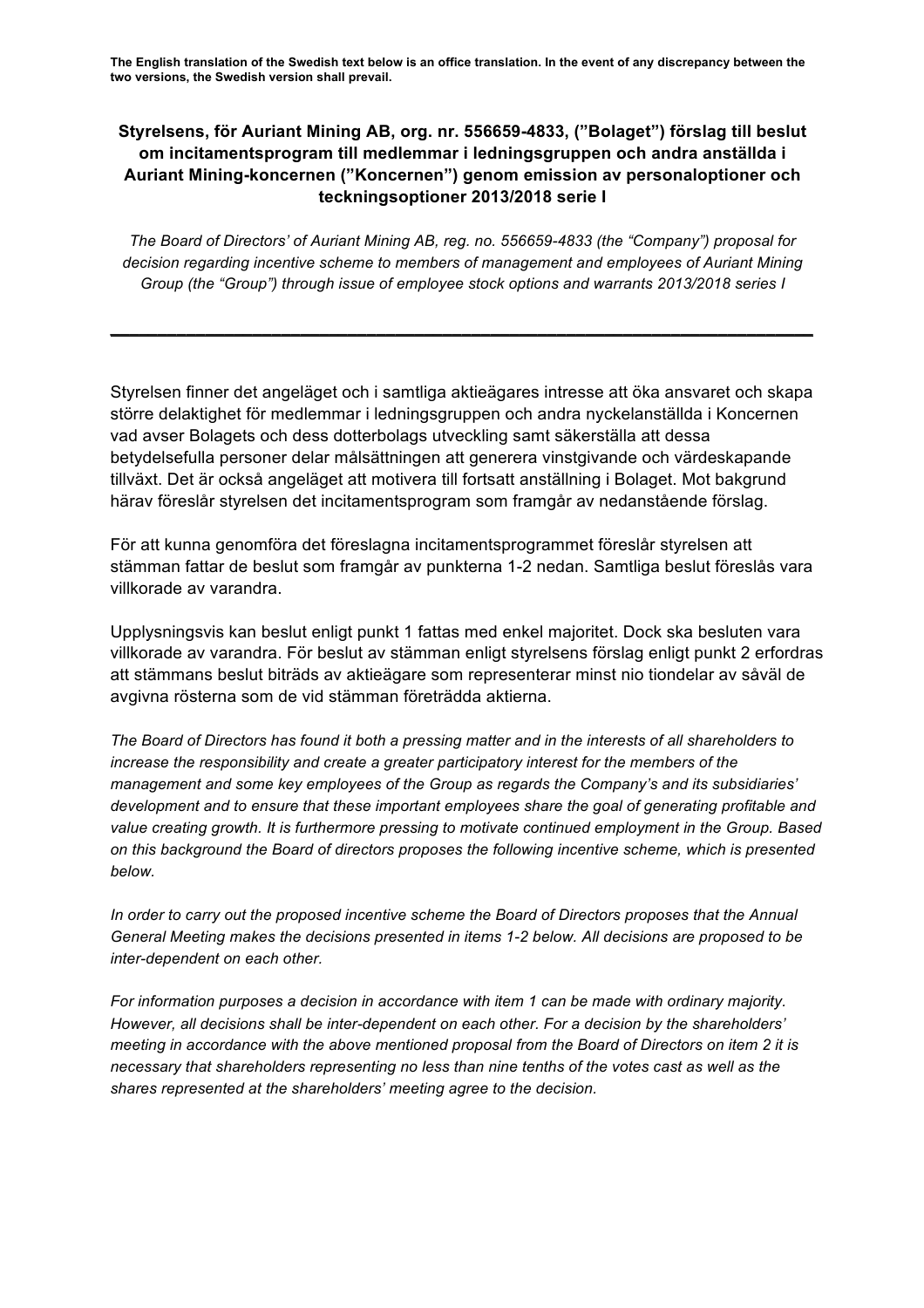**The English translation of the Swedish text below is an office translation. In the event of any discrepancy between the two versions, the Swedish version shall prevail.**

# Styrelsens, för Auriant Mining AB, org. nr. 556659-4833, (”Bolaget”) förslag till beslut om incitamentsprogram till medlemmar i ledningsgruppen och andra anställda i Auriant Mining-koncernen (”Koncernen”) genom emission av personaloptioner och teckningsoptioner 2013/2018 serie I

*The Board of Directors' of Auriant Mining AB, reg. no. 556659-4833 (the “Company”) proposal for decision regarding incentive scheme to members of management and employees of Auriant Mining Group (the “Group”) through issue of employee stock options and warrants 2013/2018 series I*

---

Styrelsen finner det angeläget och i samtliga aktieägares intresse att öka ansvaret och skapa större delaktighet för medlemmar i ledningsgruppen och andra nyckelanställda i Koncernen vad avser Bolagets och dess dotterbolags utveckling samt säkerställa att dessa betydelsefulla personer delar målsättningen att generera vinstgivande och värdeskapande tillväxt. Det är också angeläget att motivera till fortsatt anställning i Bolaget. Mot bakgrund härav föreslår styrelsen det incitamentsprogram som framgår av nedanstående förslag.

För att kunna genomföra det föreslagna incitamentsprogrammet föreslår styrelsen att stämman fattar de beslut som framgår av punkterna 1-2 nedan. Samtliga beslut föreslås vara villkorade av varandra.

Upplysningsvis kan beslut enligt punkt 1 fattas med enkel majoritet. Dock ska besluten vara villkorade av varandra. För beslut av stämman enligt styrelsens förslag enligt punkt 2 erfordras att stämmans beslut biträds av aktieägare som representerar minst nio tiondelar av såväl de avgivna rösterna som de vid stämman företrädda aktierna.

*The Board of Directors has found it both a pressing matter and in the interests of all shareholders to increase the responsibility and create a greater participatory interest for the members of the management and some key employees of the Group as regards the Company's and its subsidiaries' development and to ensure that these important employees share the goal of generating profitable and value creating growth. It is furthermore pressing to motivate continued employment in the Group. Based on this background the Board of directors proposes the following incentive scheme, which is presented below.*

*In order to carry out the proposed incentive scheme the Board of Directors proposes that the Annual General Meeting makes the decisions presented in items 1-2 below. All decisions are proposed to be inter-dependent on each other.*

*For information purposes a decision in accordance with item 1 can be made with ordinary majority. However, all decisions shall be inter-dependent on each other. For a decision by the shareholders' meeting in accordance with the above mentioned proposal from the Board of Directors on item 2 it is necessary that shareholders representing no less than nine tenths of the votes cast as well as the shares represented at the shareholders' meeting agree to the decision.*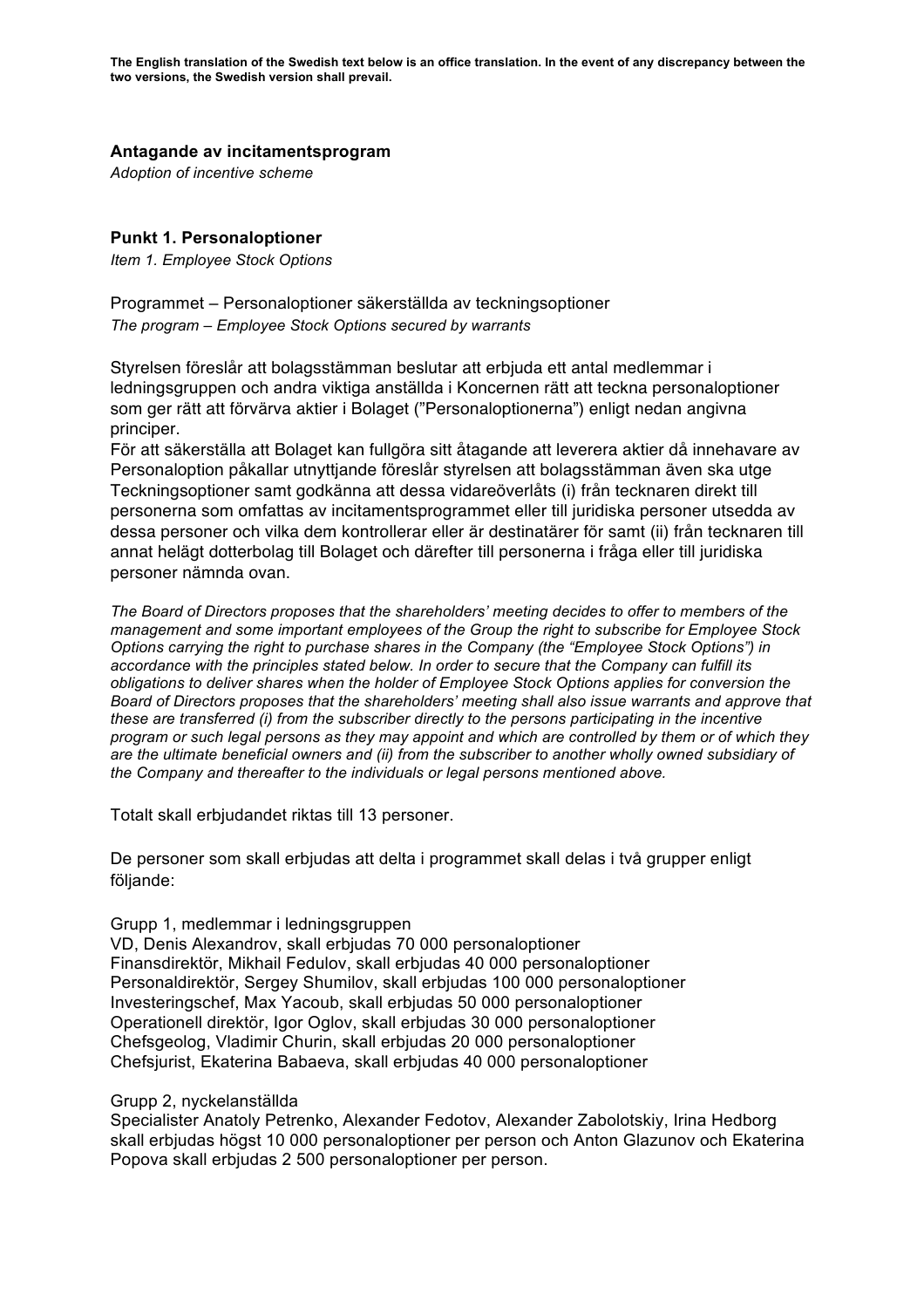**The English translation of the Swedish text below is an office translation. In the event of any discrepancy between the two versions, the Swedish version shall prevail.**

## Antagande av incitamentsprogram

*Adoption of incentive scheme*

### Punkt 1. Personaloptioner

*Item 1. Employee Stock Options*

Programmet – Personaloptioner säkerställda av teckningsoptioner
*The program – Employee Stock Options secured by warrants*

Styrelsen föreslår att bolagsstämman beslutar att erbjuda ett antal medlemmar i ledningsgruppen och andra viktiga anställda i Koncernen rätt att teckna personaloptioner som ger rätt att förvärva aktier i Bolaget ("Personaloptionerna") enligt nedan angivna principer.
För att säkerställa att Bolaget kan fullgöra sitt åtagande att leverera aktier då innehavare av Personaloption påkallar utnyttjande föreslår styrelsen att bolagsstämman även ska utge Teckningsoptioner samt godkänna att dessa vidareöverlåts (i) från tecknaren direkt till personerna som omfattas av incitamentsprogrammet eller till juridiska personer utsedda av dessa personer och vilka dem kontrollerar eller är destinatärer för samt (ii) från tecknaren till annat helägt dotterbolag till Bolaget och därefter till personerna i fråga eller till juridiska personer nämnda ovan.

*The Board of Directors proposes that the shareholders' meeting decides to offer to members of the management and some important employees of the Group the right to subscribe for Employee Stock Options carrying the right to purchase shares in the Company (the "Employee Stock Options") in accordance with the principles stated below. In order to secure that the Company can fulfill its obligations to deliver shares when the holder of Employee Stock Options applies for conversion the Board of Directors proposes that the shareholders' meeting shall also issue warrants and approve that these are transferred (i) from the subscriber directly to the persons participating in the incentive program or such legal persons as they may appoint and which are controlled by them or of which they are the ultimate beneficial owners and (ii) from the subscriber to another wholly owned subsidiary of the Company and thereafter to the individuals or legal persons mentioned above.*

Totalt skall erbjudandet riktas till 13 personer.

De personer som skall erbjudas att delta i programmet skall delas i två grupper enligt följande:

Grupp 1, medlemmar i ledningsgruppen
VD, Denis Alexandrov, skall erbjudas 70 000 personaloptioner
Finansdirektör, Mikhail Fedulov, skall erbjudas 40 000 personaloptioner
Personaldirektör, Sergey Shumilov, skall erbjudas 100 000 personaloptioner
Investeringschef, Max Yacoub, skall erbjudas 50 000 personaloptioner
Operationell direktör, Igor Oglov, skall erbjudas 30 000 personaloptioner
Chefsgeolog, Vladimir Churin, skall erbjudas 20 000 personaloptioner
Chefsjurist, Ekaterina Babaeva, skall erbjudas 40 000 personaloptioner

Grupp 2, nyckelanställda
Specialister Anatoly Petrenko, Alexander Fedotov, Alexander Zabolotskiy, Irina Hedborg skall erbjudas högst 10 000 personaloptioner per person och Anton Glazunov och Ekaterina Popova skall erbjudas 2 500 personaloptioner per person.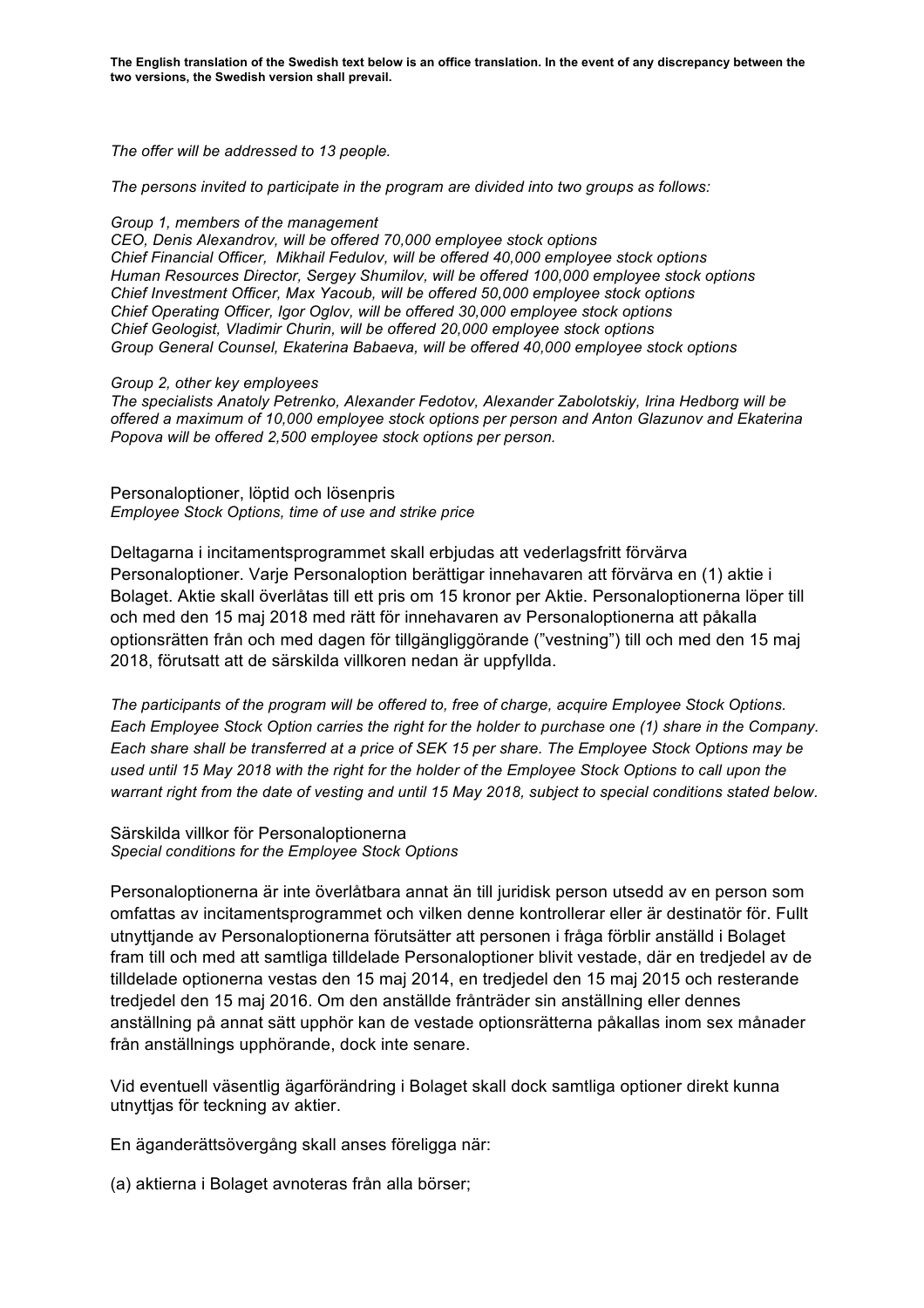**The English translation of the Swedish text below is an office translation. In the event of any discrepancy between the two versions, the Swedish version shall prevail.**

*The offer will be addressed to 13 people.*

*The persons invited to participate in the program are divided into two groups as follows:*

*Group 1, members of the management*
*CEO, Denis Alexandrov, will be offered 70,000 employee stock options*
*Chief Financial Officer, Mikhail Fedulov, will be offered 40,000 employee stock options*
*Human Resources Director, Sergey Shumilov, will be offered 100,000 employee stock options*
*Chief Investment Officer, Max Yacoub, will be offered 50,000 employee stock options*
*Chief Operating Officer, Igor Oglov, will be offered 30,000 employee stock options*
*Chief Geologist, Vladimir Churin, will be offered 20,000 employee stock options*
*Group General Counsel, Ekaterina Babaeva, will be offered 40,000 employee stock options*

*Group 2, other key employees*
*The specialists Anatoly Petrenko, Alexander Fedotov, Alexander Zabolotskiy, Irina Hedborg will be offered a maximum of 10,000 employee stock options per person and Anton Glazunov and Ekaterina Popova will be offered 2,500 employee stock options per person.*

Personaloptioner, löptid och lösenpris
*Employee Stock Options, time of use and strike price*

Deltagarna i incitamentsprogrammet skall erbjudas att vederlagsfritt förvärva Personaloptioner. Varje Personaloption berättigar innehavaren att förvärva en (1) aktie i Bolaget. Aktie skall överlåtas till ett pris om 15 kronor per Aktie. Personaloptionerna löper till och med den 15 maj 2018 med rätt för innehavaren av Personaloptionerna att påkalla optionsrätten från och med dagen för tillgängliggörande ("vestning") till och med den 15 maj 2018, förutsatt att de särskilda villkoren nedan är uppfyllda.

*The participants of the program will be offered to, free of charge, acquire Employee Stock Options. Each Employee Stock Option carries the right for the holder to purchase one (1) share in the Company. Each share shall be transferred at a price of SEK 15 per share. The Employee Stock Options may be used until 15 May 2018 with the right for the holder of the Employee Stock Options to call upon the warrant right from the date of vesting and until 15 May 2018, subject to special conditions stated below.*

Särskilda villkor för Personaloptionerna
*Special conditions for the Employee Stock Options*

Personaloptionerna är inte överlåtbara annat än till juridisk person utsedd av en person som omfattas av incitamentsprogrammet och vilken denne kontrollerar eller är destinatör för. Fullt utnyttjande av Personaloptionerna förutsätter att personen i fråga förblir anställd i Bolaget fram till och med att samtliga tilldelade Personaloptioner blivit vestade, där en tredjedel av de tilldelade optionerna vestas den 15 maj 2014, en tredjedel den 15 maj 2015 och resterande tredjedel den 15 maj 2016. Om den anställde frånträder sin anställning eller dennes anställning på annat sätt upphör kan de vestade optionsrätterna påkallas inom sex månader från anställnings upphörande, dock inte senare.

Vid eventuell väsentlig ägarförändring i Bolaget skall dock samtliga optioner direkt kunna utnyttjas för teckning av aktier.

En äganderättsövergång skall anses föreligga när:

(a) aktierna i Bolaget avnoteras från alla börser;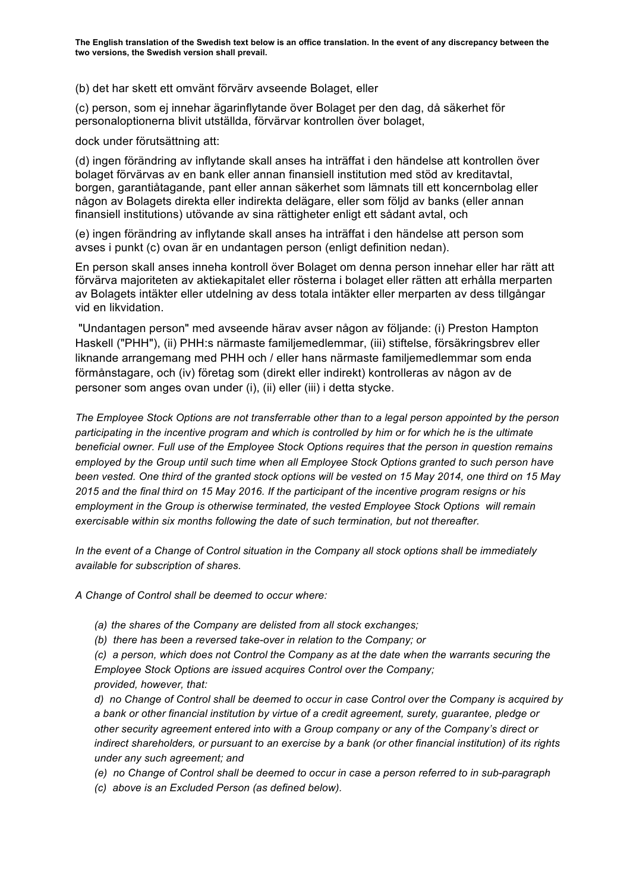(b) det har skett ett omvänt förvärv avseende Bolaget, eller

(c) person, som ej innehar ägarinflytande över Bolaget per den dag, då säkerhet för personaloptionerna blivit utställda, förvärvar kontrollen över bolaget,

dock under förutsättning att:

(d) ingen förändring av inflytande skall anses ha inträffat i den händelse att kontrollen över bolaget förvärvas av en bank eller annan finansiell institution med stöd av kreditavtal, borgen, garantiåtagande, pant eller annan säkerhet som lämnats till ett koncernbolag eller någon av Bolagets direkta eller indirekta delägare, eller som följd av banks (eller annan finansiell institutions) utövande av sina rättigheter enligt ett sådant avtal, och

(e) ingen förändring av inflytande skall anses ha inträffat i den händelse att person som avses i punkt (c) ovan är en undantagen person (enligt definition nedan).

En person skall anses inneha kontroll över Bolaget om denna person innehar eller har rätt att förvärva majoriteten av aktiekapitalet eller rösterna i bolaget eller rätten att erhålla merparten av Bolagets intäkter eller utdelning av dess totala intäkter eller merparten av dess tillgångar vid en likvidation.

"Undantagen person" med avseende härav avser någon av följande: (i) Preston Hampton Haskell ("PHH"), (ii) PHH:s närmaste familjemedlemmar, (iii) stiftelse, försäkringsbrev eller liknande arrangemang med PHH och / eller hans närmaste familjemedlemmar som enda förmånstagare, och (iv) företag som (direkt eller indirekt) kontrolleras av någon av de personer som anges ovan under (i), (ii) eller (iii) i detta stycke.

*The Employee Stock Options are not transferrable other than to a legal person appointed by the person participating in the incentive program and which is controlled by him or for which he is the ultimate beneficial owner. Full use of the Employee Stock Options requires that the person in question remains employed by the Group until such time when all Employee Stock Options granted to such person have been vested. One third of the granted stock options will be vested on 15 May 2014, one third on 15 May 2015 and the final third on 15 May 2016. If the participant of the incentive program resigns or his employment in the Group is otherwise terminated, the vested Employee Stock Options will remain exercisable within six months following the date of such termination, but not thereafter.*

*In the event of a Change of Control situation in the Company all stock options shall be immediately available for subscription of shares.*

*A Change of Control shall be deemed to occur where:*

*(a) the shares of the Company are delisted from all stock exchanges;*

*(b) there has been a reversed take-over in relation to the Company; or*

*(c) a person, which does not Control the Company as at the date when the warrants securing the Employee Stock Options are issued acquires Control over the Company;*

*provided, however, that:*

*d) no Change of Control shall be deemed to occur in case Control over the Company is acquired by a bank or other financial institution by virtue of a credit agreement, surety, guarantee, pledge or other security agreement entered into with a Group company or any of the Company's direct or indirect shareholders, or pursuant to an exercise by a bank (or other financial institution) of its rights under any such agreement; and*

*(e) no Change of Control shall be deemed to occur in case a person referred to in sub-paragraph (c) above is an Excluded Person (as defined below).*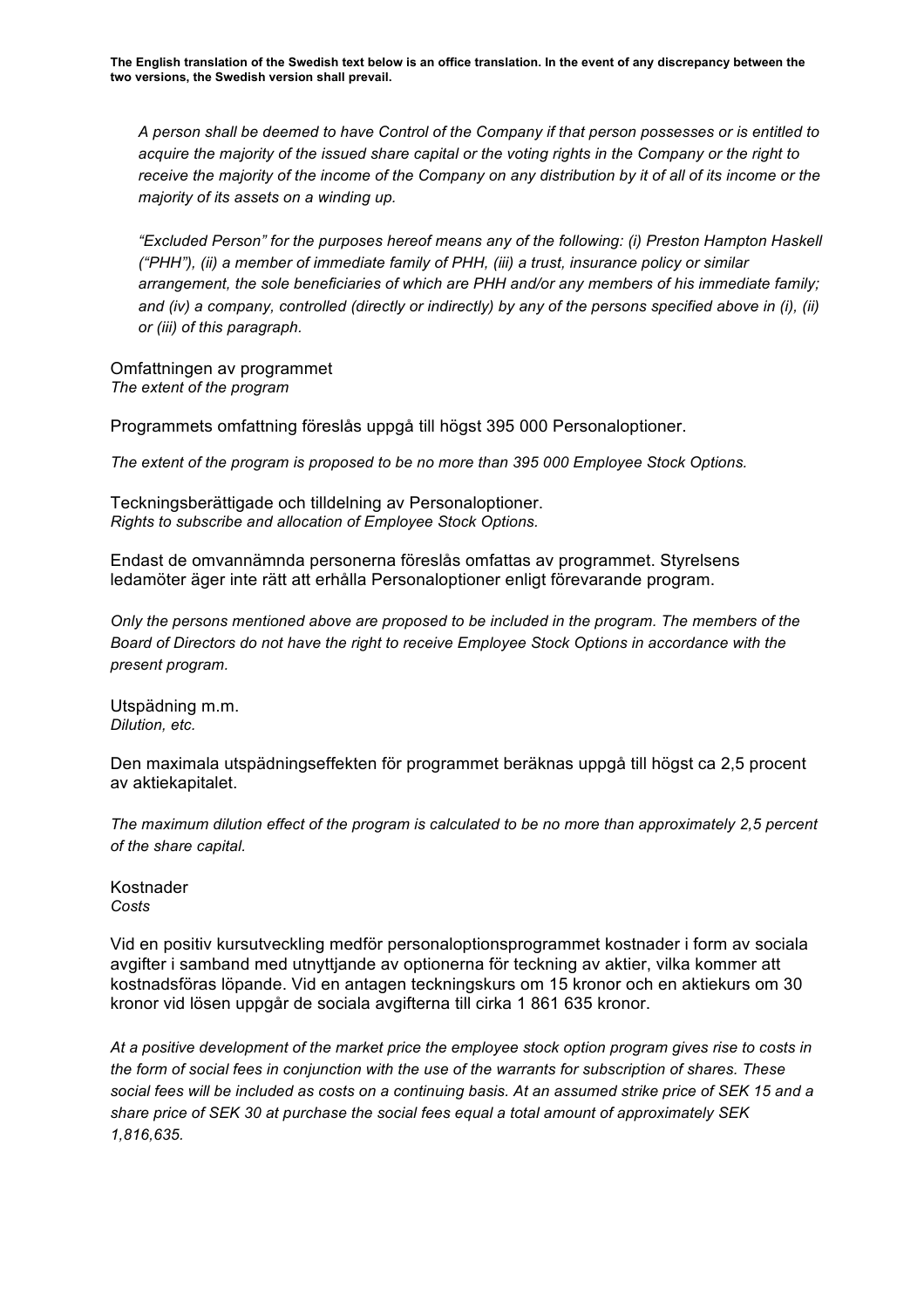**The English translation of the Swedish text below is an office translation. In the event of any discrepancy between the two versions, the Swedish version shall prevail.**

*A person shall be deemed to have Control of the Company if that person possesses or is entitled to acquire the majority of the issued share capital or the voting rights in the Company or the right to receive the majority of the income of the Company on any distribution by it of all of its income or the majority of its assets on a winding up.*

*"Excluded Person" for the purposes hereof means any of the following: (i) Preston Hampton Haskell ("PHH"), (ii) a member of immediate family of PHH, (iii) a trust, insurance policy or similar arrangement, the sole beneficiaries of which are PHH and/or any members of his immediate family; and (iv) a company, controlled (directly or indirectly) by any of the persons specified above in (i), (ii) or (iii) of this paragraph.*

Omfattningen av programmet
*The extent of the program*

Programmets omfattning föreslås uppgå till högst 395 000 Personaloptioner.

*The extent of the program is proposed to be no more than 395 000 Employee Stock Options.*

Teckningsberättigade och tilldelning av Personaloptioner.
*Rights to subscribe and allocation of Employee Stock Options.*

Endast de omvannämnda personerna föreslås omfattas av programmet. Styrelsens ledamöter äger inte rätt att erhålla Personaloptioner enligt förevarande program.

*Only the persons mentioned above are proposed to be included in the program. The members of the Board of Directors do not have the right to receive Employee Stock Options in accordance with the present program.*

Utspädning m.m.
*Dilution, etc.*

Den maximala utspädningseffekten för programmet beräknas uppgå till högst ca 2,5 procent av aktiekapitalet.

*The maximum dilution effect of the program is calculated to be no more than approximately 2,5 percent of the share capital.*

Kostnader
*Costs*

Vid en positiv kursutveckling medför personaloptionsprogrammet kostnader i form av sociala avgifter i samband med utnyttjande av optionerna för teckning av aktier, vilka kommer att kostnadsföras löpande. Vid en antagen teckningskurs om 15 kronor och en aktiekurs om 30 kronor vid lösen uppgår de sociala avgifterna till cirka 1 861 635 kronor.

*At a positive development of the market price the employee stock option program gives rise to costs in the form of social fees in conjunction with the use of the warrants for subscription of shares. These social fees will be included as costs on a continuing basis. At an assumed strike price of SEK 15 and a share price of SEK 30 at purchase the social fees equal a total amount of approximately SEK 1,816,635.*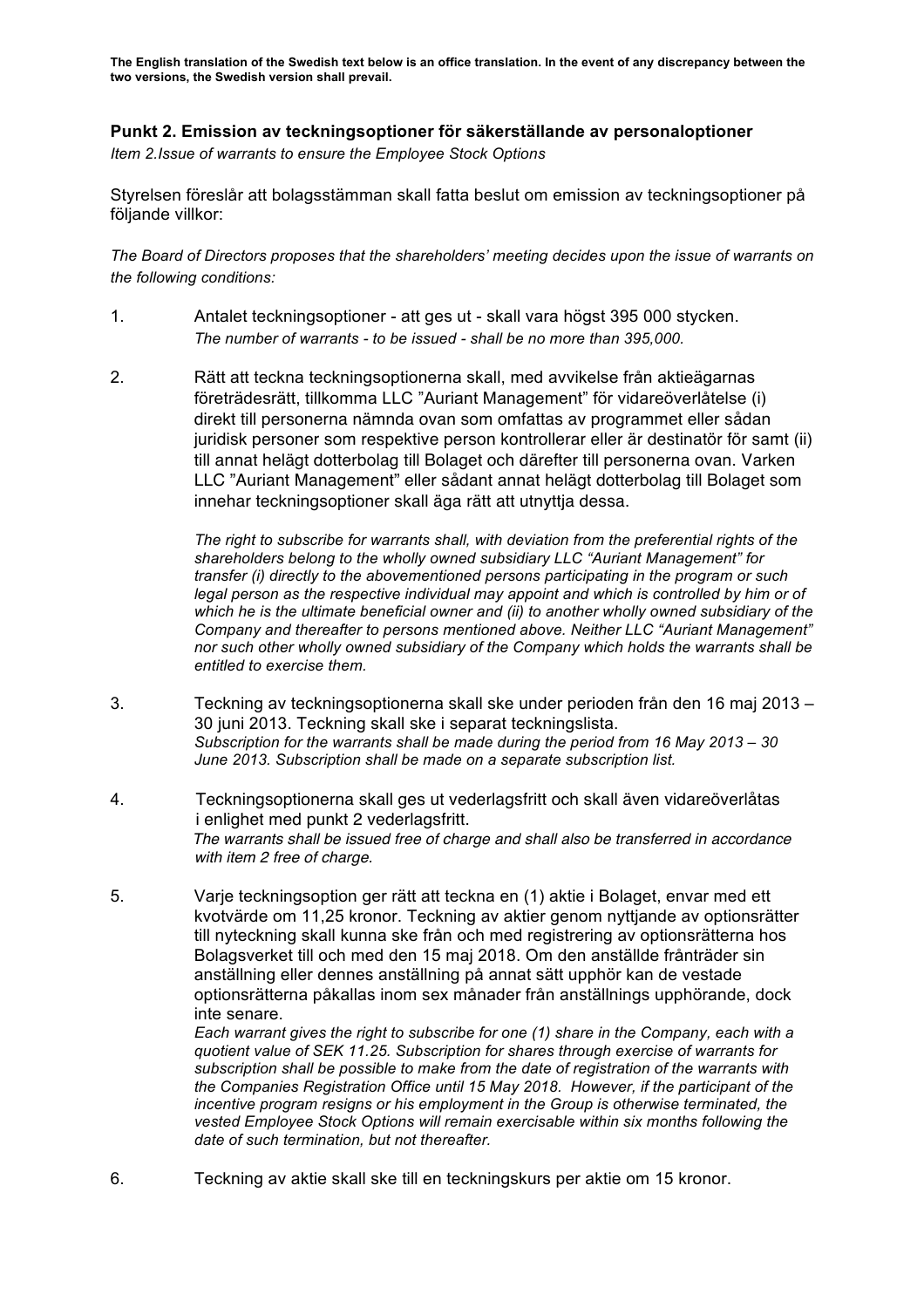**The English translation of the Swedish text below is an office translation. In the event of any discrepancy between the two versions, the Swedish version shall prevail.**

## Punkt 2. Emission av teckningsoptioner för säkerställande av personaloptioner

*Item 2.Issue of warrants to ensure the Employee Stock Options*

Styrelsen föreslår att bolagsstämman skall fatta beslut om emission av teckningsoptioner på följande villkor:

*The Board of Directors proposes that the shareholders' meeting decides upon the issue of warrants on the following conditions:*

1. Antalet teckningsoptioner - att ges ut - skall vara högst 395 000 stycken.
   *The number of warrants - to be issued - shall be no more than 395,000.*

2. Rätt att teckna teckningsoptionerna skall, med avvikelse från aktieägarnas företrädesrätt, tillkomma LLC "Auriant Management" för vidareöverlåtelse (i) direkt till personerna nämnda ovan som omfattas av programmet eller sådan juridisk personer som respektive person kontrollerar eller är destinatör för samt (ii) till annat helägt dotterbolag till Bolaget och därefter till personerna ovan. Varken LLC "Auriant Management" eller sådant annat helägt dotterbolag till Bolaget som innehar teckningsoptioner skall äga rätt att utnyttja dessa.

   *The right to subscribe for warrants shall, with deviation from the preferential rights of the shareholders belong to the wholly owned subsidiary LLC "Auriant Management" for transfer (i) directly to the abovementioned persons participating in the program or such legal person as the respective individual may appoint and which is controlled by him or of which he is the ultimate beneficial owner and (ii) to another wholly owned subsidiary of the Company and thereafter to persons mentioned above. Neither LLC "Auriant Management" nor such other wholly owned subsidiary of the Company which holds the warrants shall be entitled to exercise them.*

3. Teckning av teckningsoptionerna skall ske under perioden från den 16 maj 2013 – 30 juni 2013. Teckning skall ske i separat teckningslista.
   *Subscription for the warrants shall be made during the period from 16 May 2013 – 30 June 2013. Subscription shall be made on a separate subscription list.*

4. Teckningsoptionerna skall ges ut vederlagsfritt och skall även vidareöverlåtas i enlighet med punkt 2 vederlagsfritt.
   *The warrants shall be issued free of charge and shall also be transferred in accordance with item 2 free of charge.*

5. Varje teckningsoption ger rätt att teckna en (1) aktie i Bolaget, envar med ett kvotvärde om 11,25 kronor. Teckning av aktier genom nyttjande av optionsrätter till nyteckning skall kunna ske från och med registrering av optionsrätterna hos Bolagsverket till och med den 15 maj 2018. Om den anställde frånträder sin anställning eller dennes anställning på annat sätt upphör kan de vestade optionsrätterna påkallas inom sex månader från anställnings upphörande, dock inte senare.
   *Each warrant gives the right to subscribe for one (1) share in the Company, each with a quotient value of SEK 11.25. Subscription for shares through exercise of warrants for subscription shall be possible to make from the date of registration of the warrants with the Companies Registration Office until 15 May 2018. However, if the participant of the incentive program resigns or his employment in the Group is otherwise terminated, the vested Employee Stock Options will remain exercisable within six months following the date of such termination, but not thereafter.*

6. Teckning av aktie skall ske till en teckningskurs per aktie om 15 kronor.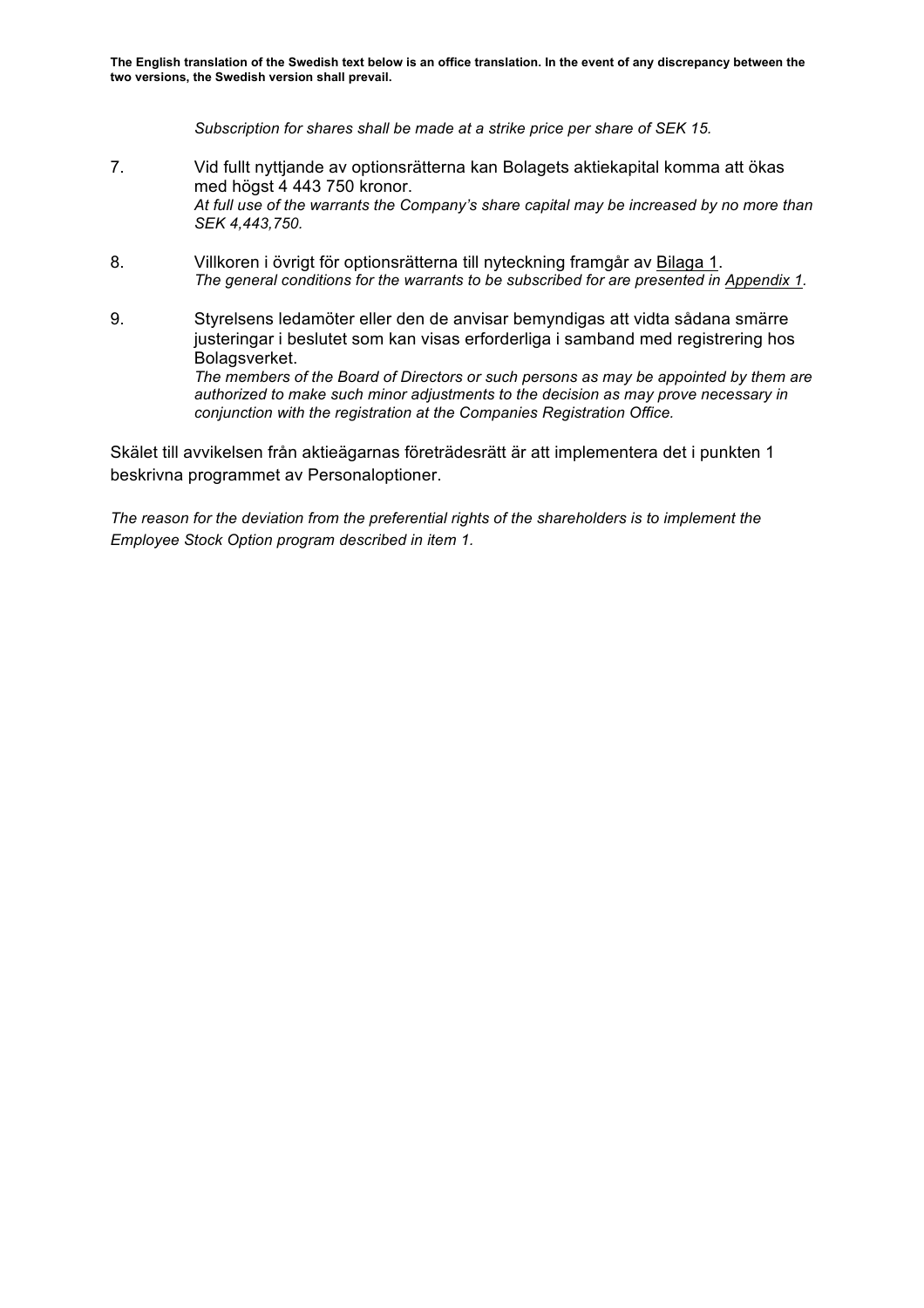**The English translation of the Swedish text below is an office translation. In the event of any discrepancy between the two versions, the Swedish version shall prevail.**

*Subscription for shares shall be made at a strike price per share of SEK 15.*

7. Vid fullt nyttjande av optionsrätterna kan Bolagets aktiekapital komma att ökas med högst 4 443 750 kronor.
*At full use of the warrants the Company's share capital may be increased by no more than SEK 4,443,750.*

8. Villkoren i övrigt för optionsrätterna till nyteckning framgår av Bilaga 1.
*The general conditions for the warrants to be subscribed for are presented in Appendix 1.*

9. Styrelsens ledamöter eller den de anvisar bemyndigas att vidta sådana smärre justeringar i beslutet som kan visas erforderliga i samband med registrering hos Bolagsverket.
*The members of the Board of Directors or such persons as may be appointed by them are authorized to make such minor adjustments to the decision as may prove necessary in conjunction with the registration at the Companies Registration Office.*

Skälet till avvikelsen från aktieägarnas företrädesrätt är att implementera det i punkten 1 beskrivna programmet av Personaloptioner.

*The reason for the deviation from the preferential rights of the shareholders is to implement the Employee Stock Option program described in item 1.*